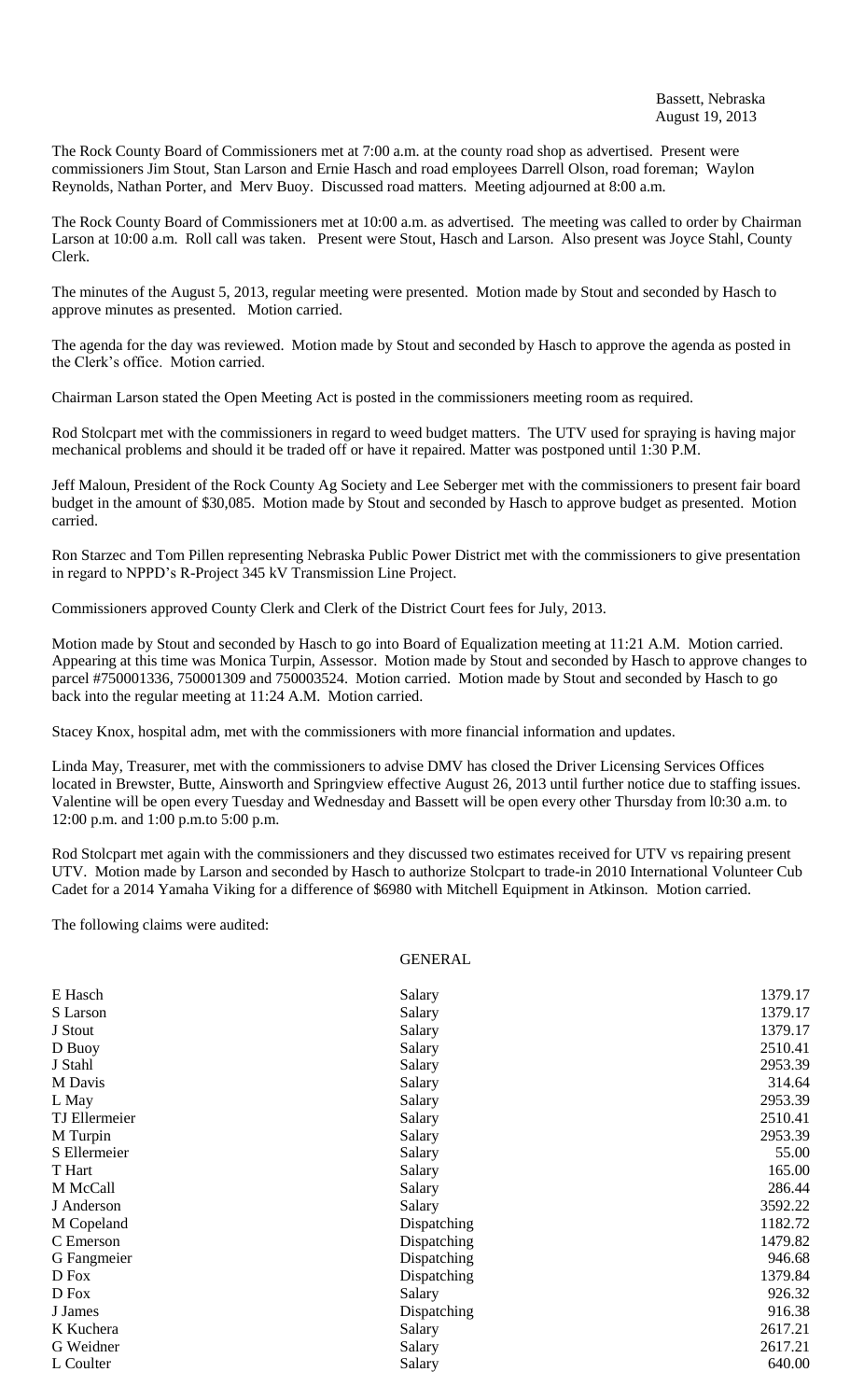Bassett, Nebraska
August 19, 2013

The Rock County Board of Commissioners met at 7:00 a.m. at the county road shop as advertised. Present were commissioners Jim Stout, Stan Larson and Ernie Hasch and road employees Darrell Olson, road foreman; Waylon Reynolds, Nathan Porter, and Merv Buoy. Discussed road matters. Meeting adjourned at 8:00 a.m.

The Rock County Board of Commissioners met at 10:00 a.m. as advertised. The meeting was called to order by Chairman Larson at 10:00 a.m. Roll call was taken. Present were Stout, Hasch and Larson. Also present was Joyce Stahl, County Clerk.

The minutes of the August 5, 2013, regular meeting were presented. Motion made by Stout and seconded by Hasch to approve minutes as presented. Motion carried.

The agenda for the day was reviewed. Motion made by Stout and seconded by Hasch to approve the agenda as posted in the Clerk's office. Motion carried.

Chairman Larson stated the Open Meeting Act is posted in the commissioners meeting room as required.

Rod Stolcpart met with the commissioners in regard to weed budget matters. The UTV used for spraying is having major mechanical problems and should it be traded off or have it repaired. Matter was postponed until 1:30 P.M.

Jeff Maloun, President of the Rock County Ag Society and Lee Seberger met with the commissioners to present fair board budget in the amount of $30,085. Motion made by Stout and seconded by Hasch to approve budget as presented. Motion carried.

Ron Starzec and Tom Pillen representing Nebraska Public Power District met with the commissioners to give presentation in regard to NPPD's R-Project 345 kV Transmission Line Project.

Commissioners approved County Clerk and Clerk of the District Court fees for July, 2013.

Motion made by Stout and seconded by Hasch to go into Board of Equalization meeting at 11:21 A.M. Motion carried. Appearing at this time was Monica Turpin, Assessor. Motion made by Stout and seconded by Hasch to approve changes to parcel #750001336, 750001309 and 750003524. Motion carried. Motion made by Stout and seconded by Hasch to go back into the regular meeting at 11:24 A.M. Motion carried.

Stacey Knox, hospital adm, met with the commissioners with more financial information and updates.

Linda May, Treasurer, met with the commissioners to advise DMV has closed the Driver Licensing Services Offices located in Brewster, Butte, Ainsworth and Springview effective August 26, 2013 until further notice due to staffing issues. Valentine will be open every Tuesday and Wednesday and Bassett will be open every other Thursday from l0:30 a.m. to 12:00 p.m. and 1:00 p.m.to 5:00 p.m.

Rod Stolcpart met again with the commissioners and they discussed two estimates received for UTV vs repairing present UTV. Motion made by Larson and seconded by Hasch to authorize Stolcpart to trade-in 2010 International Volunteer Cub Cadet for a 2014 Yamaha Viking for a difference of $6980 with Mitchell Equipment in Atkinson. Motion carried.

The following claims were audited:

GENERAL

| | | |
|---|---|---|
| E Hasch | Salary | 1379.17 |
| S Larson | Salary | 1379.17 |
| J Stout | Salary | 1379.17 |
| D Buoy | Salary | 2510.41 |
| J Stahl | Salary | 2953.39 |
| M Davis | Salary | 314.64 |
| L May | Salary | 2953.39 |
| TJ Ellermeier | Salary | 2510.41 |
| M Turpin | Salary | 2953.39 |
| S Ellermeier | Salary | 55.00 |
| T Hart | Salary | 165.00 |
| M McCall | Salary | 286.44 |
| J Anderson | Salary | 3592.22 |
| M Copeland | Dispatching | 1182.72 |
| C Emerson | Dispatching | 1479.82 |
| G Fangmeier | Dispatching | 946.68 |
| D Fox | Dispatching | 1379.84 |
| D Fox | Salary | 926.32 |
| J James | Dispatching | 916.38 |
| K Kuchera | Salary | 2617.21 |
| G Weidner | Salary | 2617.21 |
| L Coulter | Salary | 640.00 |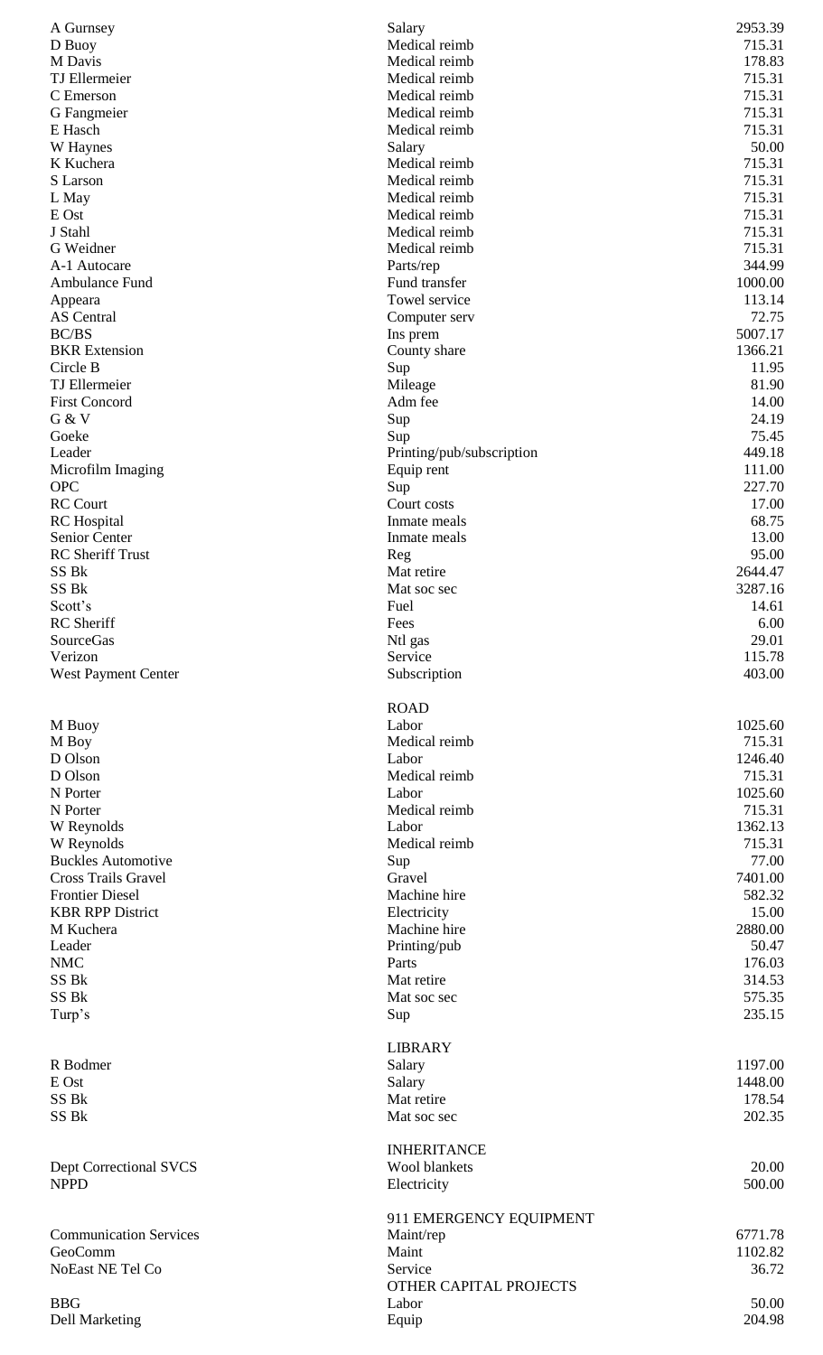| | | |
|---|---|---|
| A Gurnsey | Salary | 2953.39 |
| D Buoy | Medical reimb | 715.31 |
| M Davis | Medical reimb | 178.83 |
| TJ Ellermeier | Medical reimb | 715.31 |
| C Emerson | Medical reimb | 715.31 |
| G Fangmeier | Medical reimb | 715.31 |
| E Hasch | Medical reimb | 715.31 |
| W Haynes | Salary | 50.00 |
| K Kuchera | Medical reimb | 715.31 |
| S Larson | Medical reimb | 715.31 |
| L May | Medical reimb | 715.31 |
| E Ost | Medical reimb | 715.31 |
| J Stahl | Medical reimb | 715.31 |
| G Weidner | Medical reimb | 715.31 |
| A-1 Autocare | Parts/rep | 344.99 |
| Ambulance Fund | Fund transfer | 1000.00 |
| Appeara | Towel service | 113.14 |
| AS Central | Computer serv | 72.75 |
| BC/BS | Ins prem | 5007.17 |
| BKR Extension | County share | 1366.21 |
| Circle B | Sup | 11.95 |
| TJ Ellermeier | Mileage | 81.90 |
| First Concord | Adm fee | 14.00 |
| G & V | Sup | 24.19 |
| Goeke | Sup | 75.45 |
| Leader | Printing/pub/subscription | 449.18 |
| Microfilm Imaging | Equip rent | 111.00 |
| OPC | Sup | 227.70 |
| RC Court | Court costs | 17.00 |
| RC Hospital | Inmate meals | 68.75 |
| Senior Center | Inmate meals | 13.00 |
| RC Sheriff Trust | Reg | 95.00 |
| SS Bk | Mat retire | 2644.47 |
| SS Bk | Mat soc sec | 3287.16 |
| Scott's | Fuel | 14.61 |
| RC Sheriff | Fees | 6.00 |
| SourceGas | Ntl gas | 29.01 |
| Verizon | Service | 115.78 |
| West Payment Center | Subscription | 403.00 |
| | **ROAD** | |
| M Buoy | Labor | 1025.60 |
| M Boy | Medical reimb | 715.31 |
| D Olson | Labor | 1246.40 |
| D Olson | Medical reimb | 715.31 |
| N Porter | Labor | 1025.60 |
| N Porter | Medical reimb | 715.31 |
| W Reynolds | Labor | 1362.13 |
| W Reynolds | Medical reimb | 715.31 |
| Buckles Automotive | Sup | 77.00 |
| Cross Trails Gravel | Gravel | 7401.00 |
| Frontier Diesel | Machine hire | 582.32 |
| KBR RPP District | Electricity | 15.00 |
| M Kuchera | Machine hire | 2880.00 |
| Leader | Printing/pub | 50.47 |
| NMC | Parts | 176.03 |
| SS Bk | Mat retire | 314.53 |
| SS Bk | Mat soc sec | 575.35 |
| Turp's | Sup | 235.15 |
| | **LIBRARY** | |
| R Bodmer | Salary | 1197.00 |
| E Ost | Salary | 1448.00 |
| SS Bk | Mat retire | 178.54 |
| SS Bk | Mat soc sec | 202.35 |
| | **INHERITANCE** | |
| Dept Correctional SVCS | Wool blankets | 20.00 |
| NPPD | Electricity | 500.00 |
| | **911 EMERGENCY EQUIPMENT** | |
| Communication Services | Maint/rep | 6771.78 |
| GeoComm | Maint | 1102.82 |
| NoEast NE Tel Co | Service | 36.72 |
| | **OTHER CAPITAL PROJECTS** | |
| BBG | Labor | 50.00 |
| Dell Marketing | Equip | 204.98 |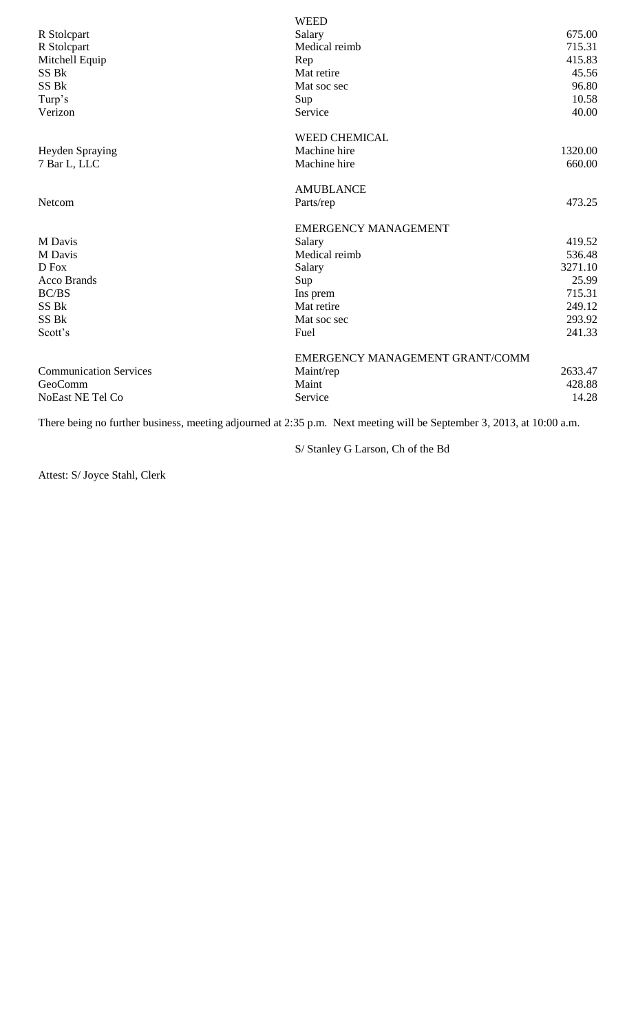| | | |
|---|---|---|
| | WEED | |
| R Stolcpart | Salary | 675.00 |
| R Stolcpart | Medical reimb | 715.31 |
| Mitchell Equip | Rep | 415.83 |
| SS Bk | Mat retire | 45.56 |
| SS Bk | Mat soc sec | 96.80 |
| Turp's | Sup | 10.58 |
| Verizon | Service | 40.00 |
| | WEED CHEMICAL | |
| Heyden Spraying | Machine hire | 1320.00 |
| 7 Bar L, LLC | Machine hire | 660.00 |
| | AMUBLANCE | |
| Netcom | Parts/rep | 473.25 |
| | EMERGENCY MANAGEMENT | |
| M Davis | Salary | 419.52 |
| M Davis | Medical reimb | 536.48 |
| D Fox | Salary | 3271.10 |
| Acco Brands | Sup | 25.99 |
| BC/BS | Ins prem | 715.31 |
| SS Bk | Mat retire | 249.12 |
| SS Bk | Mat soc sec | 293.92 |
| Scott's | Fuel | 241.33 |
| | EMERGENCY MANAGEMENT GRANT/COMM | |
| Communication Services | Maint/rep | 2633.47 |
| GeoComm | Maint | 428.88 |
| NoEast NE Tel Co | Service | 14.28 |

There being no further business, meeting adjourned at 2:35 p.m. Next meeting will be September 3, 2013, at 10:00 a.m.

S/ Stanley G Larson, Ch of the Bd

Attest: S/ Joyce Stahl, Clerk